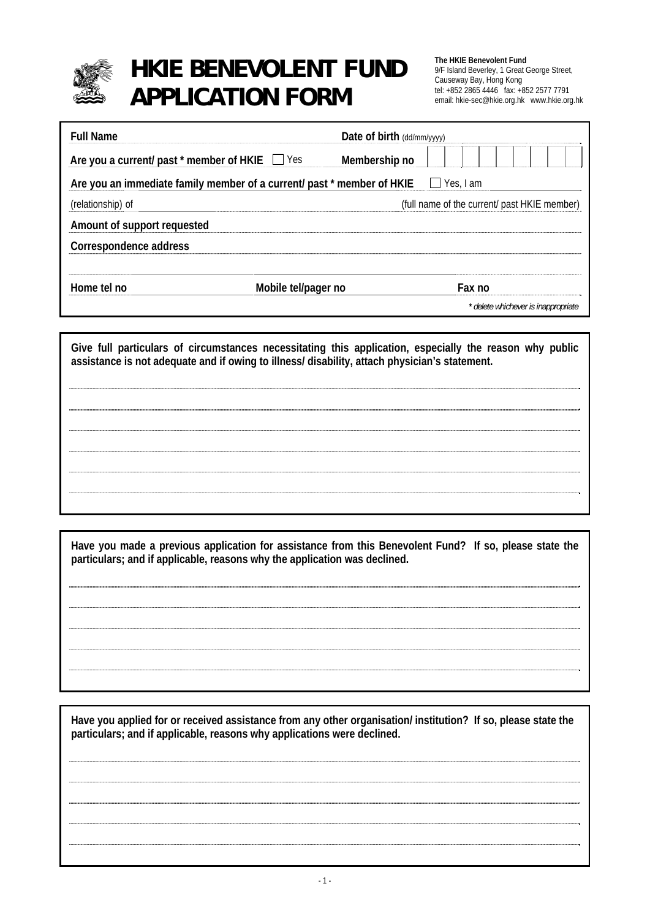# HKIE BENEVOLENT FUND APPLICATION FORM

**The HKIE Benevolent Fund**
9/F Island Beverley, 1 Great George Street,
Causeway Bay, Hong Kong
tel: +852 2865 4446 fax: +852 2577 7791
email: hkie-sec@hkie.org.hk www.hkie.org.hk

**Full Name** ______________________ **Date of birth** (dd/mm/yyyy) ______________________

**Are you a current/ past * member of HKIE** ☐ Yes **Membership no** ☐☐☐☐☐☐☐☐☐

**Are you an immediate family member of a current/ past * member of HKIE** ☐ Yes, I am ______________________

(relationship) of ______________________ (full name of the current/ past HKIE member)

**Amount of support requested** ______________________

**Correspondence address** ______________________

______________________

**Home tel no** ______________ **Mobile tel/pager no** ______________ **Fax no** ______________

*\* delete whichever is inappropriate*

---

**Give full particulars of circumstances necessitating this application, especially the reason why public assistance is not adequate and if owing to illness/ disability, attach physician's statement.**

______________________

______________________

______________________

______________________

______________________

______________________

---

**Have you made a previous application for assistance from this Benevolent Fund? If so, please state the particulars; and if applicable, reasons why the application was declined.**

______________________

______________________

______________________

______________________

______________________

---

**Have you applied for or received assistance from any other organisation/ institution? If so, please state the particulars; and if applicable, reasons why applications were declined.**

______________________

______________________

______________________

______________________

______________________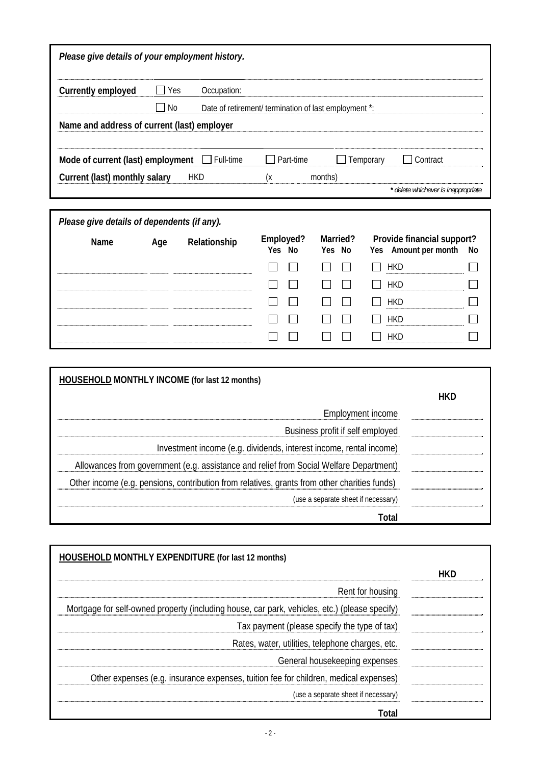***Please give details of your employment history.***

**Currently employed** ☐ Yes Occupation:

☐ No Date of retirement/ termination of last employment *:

**Name and address of current (last) employer**

**Mode of current (last) employment** ☐ Full-time ☐ Part-time ☐ Temporary ☐ Contract

**Current (last) monthly salary** HKD (x months)

*\* delete whichever is inappropriate*

***Please give details of dependents (if any).***

| Name | Age | Relationship | Employed? Yes | Employed? No | Married? Yes | Married? No | Provide financial support? Yes | Amount per month | No |
|---|---|---|---|---|---|---|---|---|---|
| | | | ☐ | ☐ | ☐ | ☐ | ☐ | HKD | ☐ |
| | | | ☐ | ☐ | ☐ | ☐ | ☐ | HKD | ☐ |
| | | | ☐ | ☐ | ☐ | ☐ | ☐ | HKD | ☐ |
| | | | ☐ | ☐ | ☐ | ☐ | ☐ | HKD | ☐ |
| | | | ☐ | ☐ | ☐ | ☐ | ☐ | HKD | ☐ |

**<u>HOUSEHOLD</u> MONTHLY INCOME (for last 12 months)**

| | HKD |
|---|---|
| Employment income | |
| Business profit if self employed | |
| Investment income (e.g. dividends, interest income, rental income) | |
| Allowances from government (e.g. assistance and relief from Social Welfare Department) | |
| Other income (e.g. pensions, contribution from relatives, grants from other charities funds) | |
| (use a separate sheet if necessary) | |
| **Total** | |

**<u>HOUSEHOLD</u> MONTHLY EXPENDITURE (for last 12 months)**

| | HKD |
|---|---|
| Rent for housing | |
| Mortgage for self-owned property (including house, car park, vehicles, etc.) (please specify) | |
| Tax payment (please specify the type of tax) | |
| Rates, water, utilities, telephone charges, etc. | |
| General housekeeping expenses | |
| Other expenses (e.g. insurance expenses, tuition fee for children, medical expenses) | |
| (use a separate sheet if necessary) | |
| **Total** | |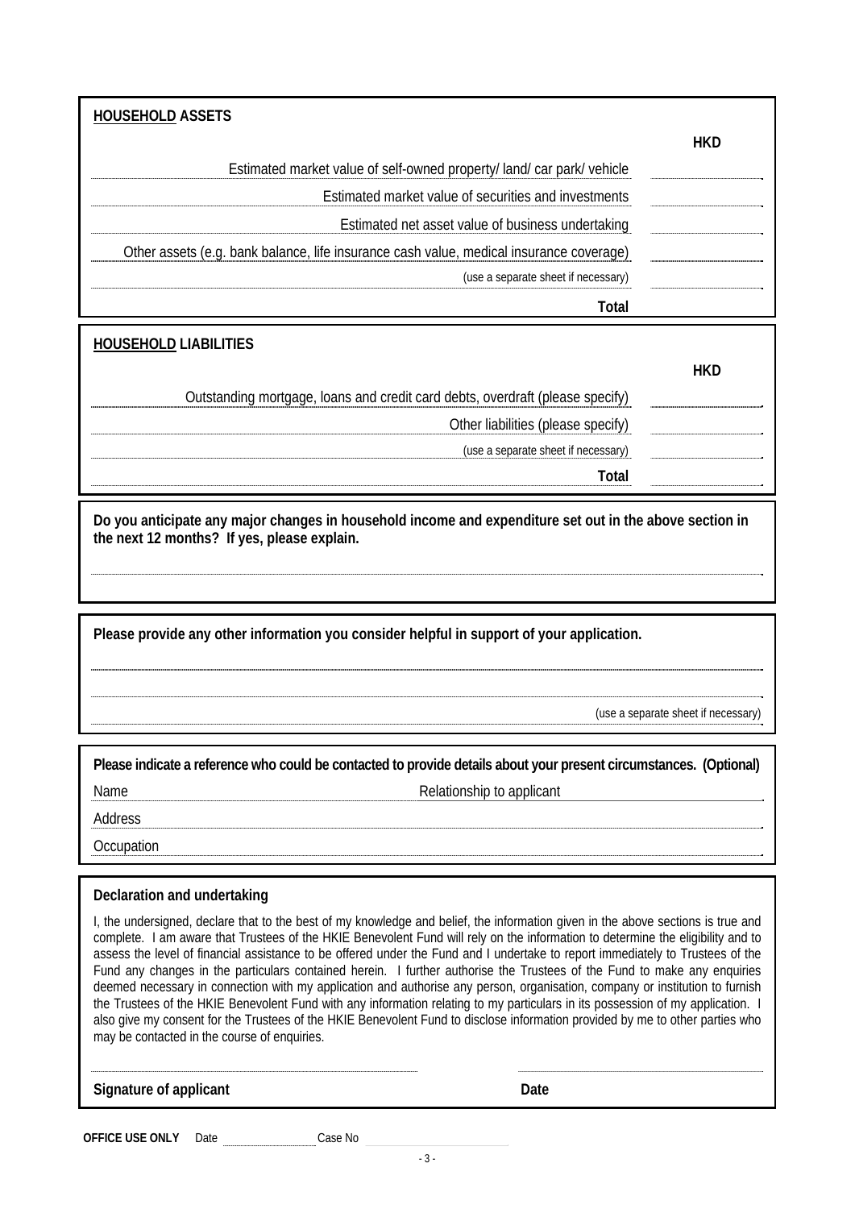## HOUSEHOLD ASSETS

| | HKD |
|---|---|
| Estimated market value of self-owned property/ land/ car park/ vehicle | |
| Estimated market value of securities and investments | |
| Estimated net asset value of business undertaking | |
| Other assets (e.g. bank balance, life insurance cash value, medical insurance coverage) | |
| (use a separate sheet if necessary) | |
| **Total** | |

## HOUSEHOLD LIABILITIES

| | HKD |
|---|---|
| Outstanding mortgage, loans and credit card debts, overdraft (please specify) | |
| Other liabilities (please specify) | |
| (use a separate sheet if necessary) | |
| **Total** | |

**Do you anticipate any major changes in household income and expenditure set out in the above section in the next 12 months? If yes, please explain.**

**Please provide any other information you consider helpful in support of your application.**

(use a separate sheet if necessary)

**Please indicate a reference who could be contacted to provide details about your present circumstances. (Optional)**

Name　　　　　　　　　　Relationship to applicant

Address

Occupation

**Declaration and undertaking**

I, the undersigned, declare that to the best of my knowledge and belief, the information given in the above sections is true and complete. I am aware that Trustees of the HKIE Benevolent Fund will rely on the information to determine the eligibility and to assess the level of financial assistance to be offered under the Fund and I undertake to report immediately to Trustees of the Fund any changes in the particulars contained herein. I further authorise the Trustees of the Fund to make any enquiries deemed necessary in connection with my application and authorise any person, organisation, company or institution to furnish the Trustees of the HKIE Benevolent Fund with any information relating to my particulars in its possession of my application. I also give my consent for the Trustees of the HKIE Benevolent Fund to disclose information provided by me to other parties who may be contacted in the course of enquiries.

**Signature of applicant**　　　　　　　　　　**Date**

**OFFICE USE ONLY** Date　　　　Case No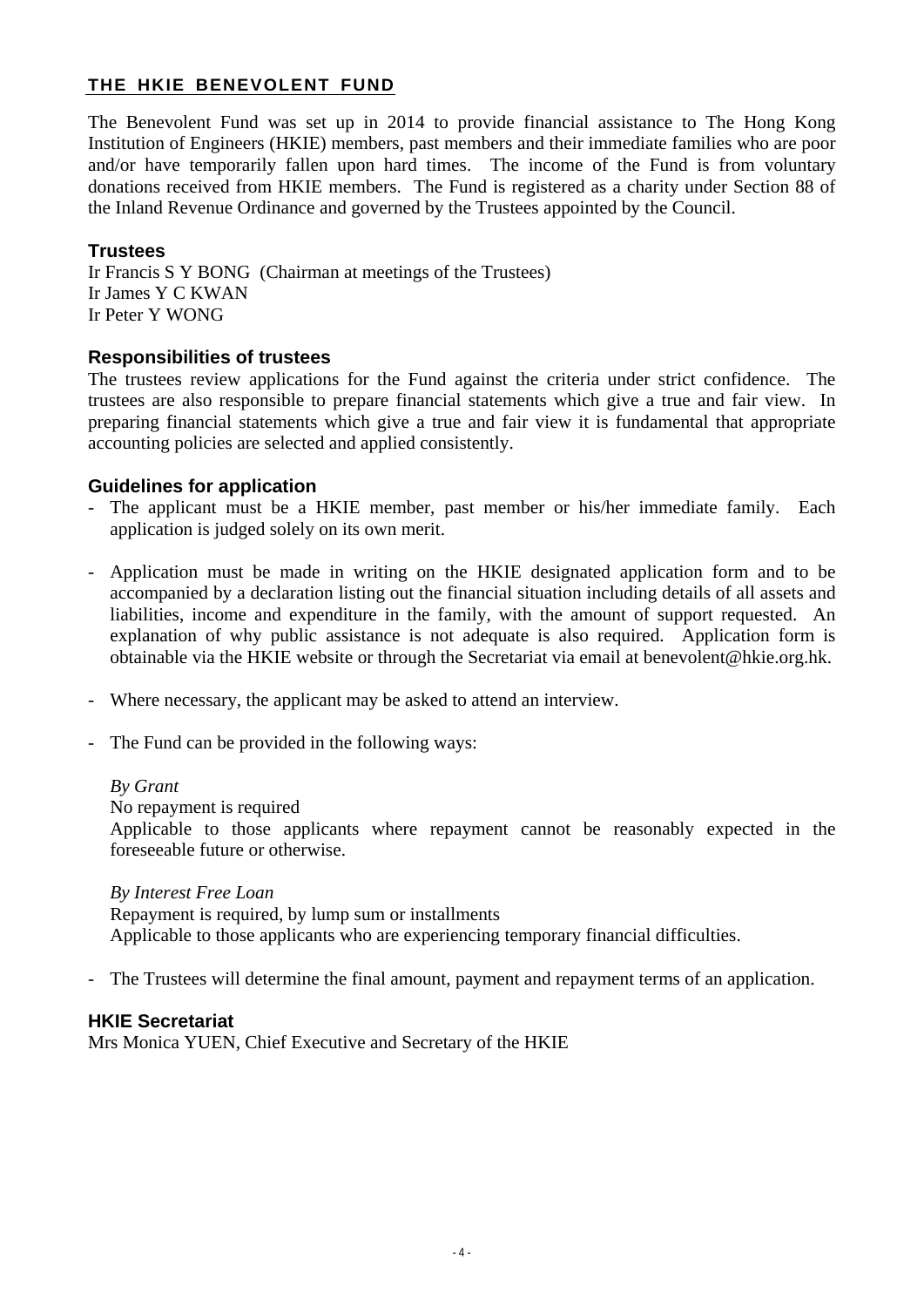## THE HKIE BENEVOLENT FUND

The Benevolent Fund was set up in 2014 to provide financial assistance to The Hong Kong Institution of Engineers (HKIE) members, past members and their immediate families who are poor and/or have temporarily fallen upon hard times. The income of the Fund is from voluntary donations received from HKIE members. The Fund is registered as a charity under Section 88 of the Inland Revenue Ordinance and governed by the Trustees appointed by the Council.

### Trustees

Ir Francis S Y BONG (Chairman at meetings of the Trustees)
Ir James Y C KWAN
Ir Peter Y WONG

### Responsibilities of trustees

The trustees review applications for the Fund against the criteria under strict confidence. The trustees are also responsible to prepare financial statements which give a true and fair view. In preparing financial statements which give a true and fair view it is fundamental that appropriate accounting policies are selected and applied consistently.

### Guidelines for application

- The applicant must be a HKIE member, past member or his/her immediate family. Each application is judged solely on its own merit.

- Application must be made in writing on the HKIE designated application form and to be accompanied by a declaration listing out the financial situation including details of all assets and liabilities, income and expenditure in the family, with the amount of support requested. An explanation of why public assistance is not adequate is also required. Application form is obtainable via the HKIE website or through the Secretariat via email at benevolent@hkie.org.hk.

- Where necessary, the applicant may be asked to attend an interview.

- The Fund can be provided in the following ways:

  *By Grant*
  No repayment is required
  Applicable to those applicants where repayment cannot be reasonably expected in the foreseeable future or otherwise.

  *By Interest Free Loan*
  Repayment is required, by lump sum or installments
  Applicable to those applicants who are experiencing temporary financial difficulties.

- The Trustees will determine the final amount, payment and repayment terms of an application.

### HKIE Secretariat

Mrs Monica YUEN, Chief Executive and Secretary of the HKIE